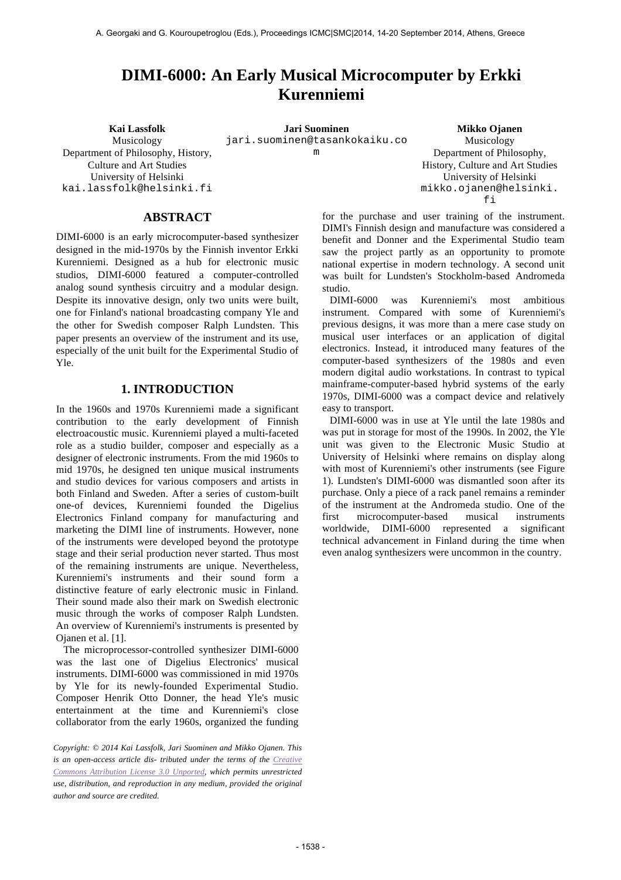# DIMI-6000: An Early Musical Microcomputer by Erkki Kurenniemi

**Kai Lassfolk**
Musicology
Department of Philosophy, History, Culture and Art Studies
University of Helsinki
kai.lassfolk@helsinki.fi

**Jari Suominen**
jari.suominen@tasankokaiku.com

**Mikko Ojanen**
Musicology
Department of Philosophy, History, Culture and Art Studies
University of Helsinki
mikko.ojanen@helsinki.fi

## ABSTRACT

DIMI-6000 is an early microcomputer-based synthesizer designed in the mid-1970s by the Finnish inventor Erkki Kurenniemi. Designed as a hub for electronic music studios, DIMI-6000 featured a computer-controlled analog sound synthesis circuitry and a modular design. Despite its innovative design, only two units were built, one for Finland's national broadcasting company Yle and the other for Swedish composer Ralph Lundsten. This paper presents an overview of the instrument and its use, especially of the unit built for the Experimental Studio of Yle.

## 1. INTRODUCTION

In the 1960s and 1970s Kurenniemi made a significant contribution to the early development of Finnish electroacoustic music. Kurenniemi played a multi-faceted role as a studio builder, composer and especially as a designer of electronic instruments. From the mid 1960s to mid 1970s, he designed ten unique musical instruments and studio devices for various composers and artists in both Finland and Sweden. After a series of custom-built one-of devices, Kurenniemi founded the Digelius Electronics Finland company for manufacturing and marketing the DIMI line of instruments. However, none of the instruments were developed beyond the prototype stage and their serial production never started. Thus most of the remaining instruments are unique. Nevertheless, Kurenniemi's instruments and their sound form a distinctive feature of early electronic music in Finland. Their sound made also their mark on Swedish electronic music through the works of composer Ralph Lundsten. An overview of Kurenniemi's instruments is presented by Ojanen et al. [1].

The microprocessor-controlled synthesizer DIMI-6000 was the last one of Digelius Electronics' musical instruments. DIMI-6000 was commissioned in mid 1970s by Yle for its newly-founded Experimental Studio. Composer Henrik Otto Donner, the head Yle's music entertainment at the time and Kurenniemi's close collaborator from the early 1960s, organized the funding for the purchase and user training of the instrument. DIMI's Finnish design and manufacture was considered a benefit and Donner and the Experimental Studio team saw the project partly as an opportunity to promote national expertise in modern technology. A second unit was built for Lundsten's Stockholm-based Andromeda studio.

DIMI-6000 was Kurenniemi's most ambitious instrument. Compared with some of Kurenniemi's previous designs, it was more than a mere case study on musical user interfaces or an application of digital electronics. Instead, it introduced many features of the computer-based synthesizers of the 1980s and even modern digital audio workstations. In contrast to typical mainframe-computer-based hybrid systems of the early 1970s, DIMI-6000 was a compact device and relatively easy to transport.

DIMI-6000 was in use at Yle until the late 1980s and was put in storage for most of the 1990s. In 2002, the Yle unit was given to the Electronic Music Studio at University of Helsinki where remains on display along with most of Kurenniemi's other instruments (see Figure 1). Lundsten's DIMI-6000 was dismantled soon after its purchase. Only a piece of a rack panel remains a reminder of the instrument at the Andromeda studio. One of the first microcomputer-based musical instruments worldwide, DIMI-6000 represented a significant technical advancement in Finland during the time when even analog synthesizers were uncommon in the country.

*Copyright: © 2014 Kai Lassfolk, Jari Suominen and Mikko Ojanen. This is an open-access article dis- tributed under the terms of the Creative Commons Attribution License 3.0 Unported, which permits unrestricted use, distribution, and reproduction in any medium, provided the original author and source are credited.*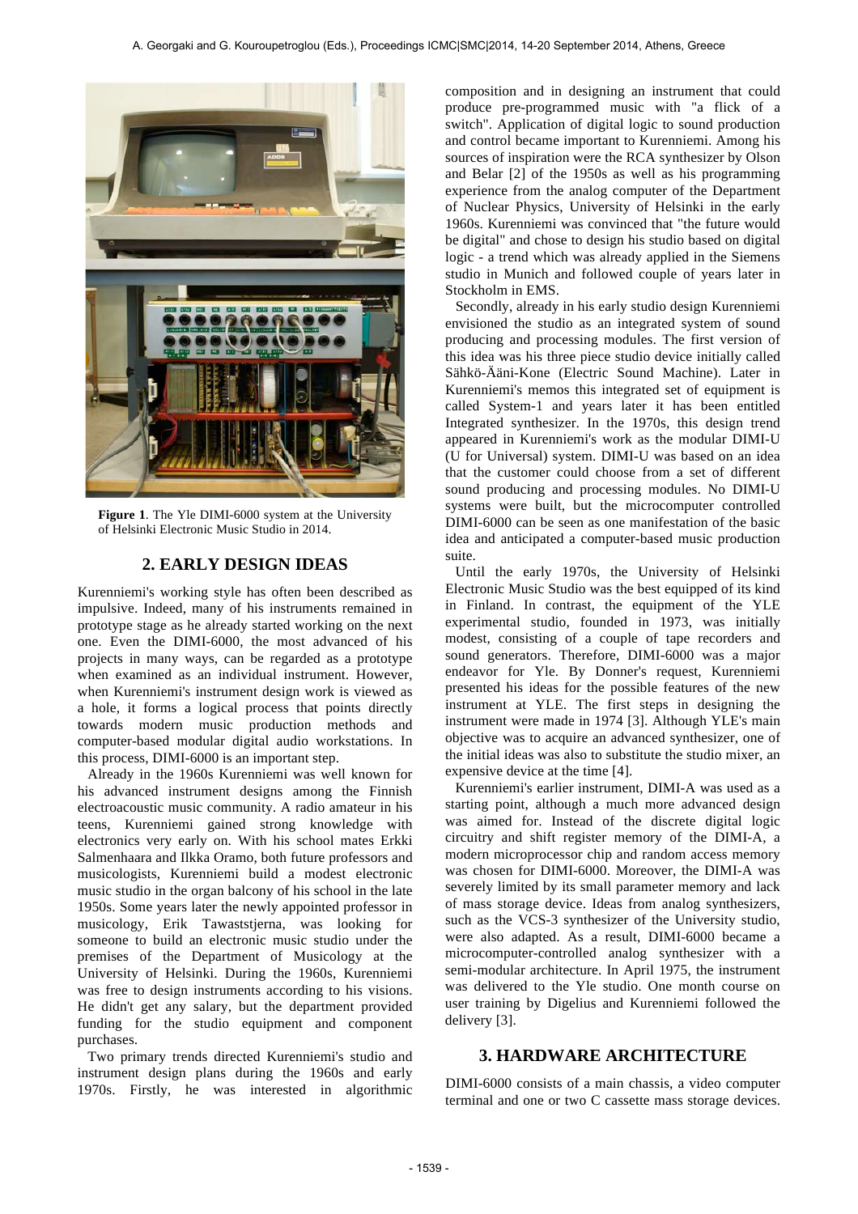**Figure 1**. The Yle DIMI-6000 system at the University of Helsinki Electronic Music Studio in 2014.

## 2. EARLY DESIGN IDEAS

Kurenniemi's working style has often been described as impulsive. Indeed, many of his instruments remained in prototype stage as he already started working on the next one. Even the DIMI-6000, the most advanced of his projects in many ways, can be regarded as a prototype when examined as an individual instrument. However, when Kurenniemi's instrument design work is viewed as a hole, it forms a logical process that points directly towards modern music production methods and computer-based modular digital audio workstations. In this process, DIMI-6000 is an important step.

Already in the 1960s Kurenniemi was well known for his advanced instrument designs among the Finnish electroacoustic music community. A radio amateur in his teens, Kurenniemi gained strong knowledge with electronics very early on. With his school mates Erkki Salmenhaara and Ilkka Oramo, both future professors and musicologists, Kurenniemi build a modest electronic music studio in the organ balcony of his school in the late 1950s. Some years later the newly appointed professor in musicology, Erik Tawaststjerna, was looking for someone to build an electronic music studio under the premises of the Department of Musicology at the University of Helsinki. During the 1960s, Kurenniemi was free to design instruments according to his visions. He didn't get any salary, but the department provided funding for the studio equipment and component purchases.

Two primary trends directed Kurenniemi's studio and instrument design plans during the 1960s and early 1970s. Firstly, he was interested in algorithmic composition and in designing an instrument that could produce pre-programmed music with "a flick of a switch". Application of digital logic to sound production and control became important to Kurenniemi. Among his sources of inspiration were the RCA synthesizer by Olson and Belar [2] of the 1950s as well as his programming experience from the analog computer of the Department of Nuclear Physics, University of Helsinki in the early 1960s. Kurenniemi was convinced that "the future would be digital" and chose to design his studio based on digital logic - a trend which was already applied in the Siemens studio in Munich and followed couple of years later in Stockholm in EMS.

Secondly, already in his early studio design Kurenniemi envisioned the studio as an integrated system of sound producing and processing modules. The first version of this idea was his three piece studio device initially called Sähkö-Ääni-Kone (Electric Sound Machine). Later in Kurenniemi's memos this integrated set of equipment is called System-1 and years later it has been entitled Integrated synthesizer. In the 1970s, this design trend appeared in Kurenniemi's work as the modular DIMI-U (U for Universal) system. DIMI-U was based on an idea that the customer could choose from a set of different sound producing and processing modules. No DIMI-U systems were built, but the microcomputer controlled DIMI-6000 can be seen as one manifestation of the basic idea and anticipated a computer-based music production suite.

Until the early 1970s, the University of Helsinki Electronic Music Studio was the best equipped of its kind in Finland. In contrast, the equipment of the YLE experimental studio, founded in 1973, was initially modest, consisting of a couple of tape recorders and sound generators. Therefore, DIMI-6000 was a major endeavor for Yle. By Donner's request, Kurenniemi presented his ideas for the possible features of the new instrument at YLE. The first steps in designing the instrument were made in 1974 [3]. Although YLE's main objective was to acquire an advanced synthesizer, one of the initial ideas was also to substitute the studio mixer, an expensive device at the time [4].

Kurenniemi's earlier instrument, DIMI-A was used as a starting point, although a much more advanced design was aimed for. Instead of the discrete digital logic circuitry and shift register memory of the DIMI-A, a modern microprocessor chip and random access memory was chosen for DIMI-6000. Moreover, the DIMI-A was severely limited by its small parameter memory and lack of mass storage device. Ideas from analog synthesizers, such as the VCS-3 synthesizer of the University studio, were also adapted. As a result, DIMI-6000 became a microcomputer-controlled analog synthesizer with a semi-modular architecture. In April 1975, the instrument was delivered to the Yle studio. One month course on user training by Digelius and Kurenniemi followed the delivery [3].

## 3. HARDWARE ARCHITECTURE

DIMI-6000 consists of a main chassis, a video computer terminal and one or two C cassette mass storage devices.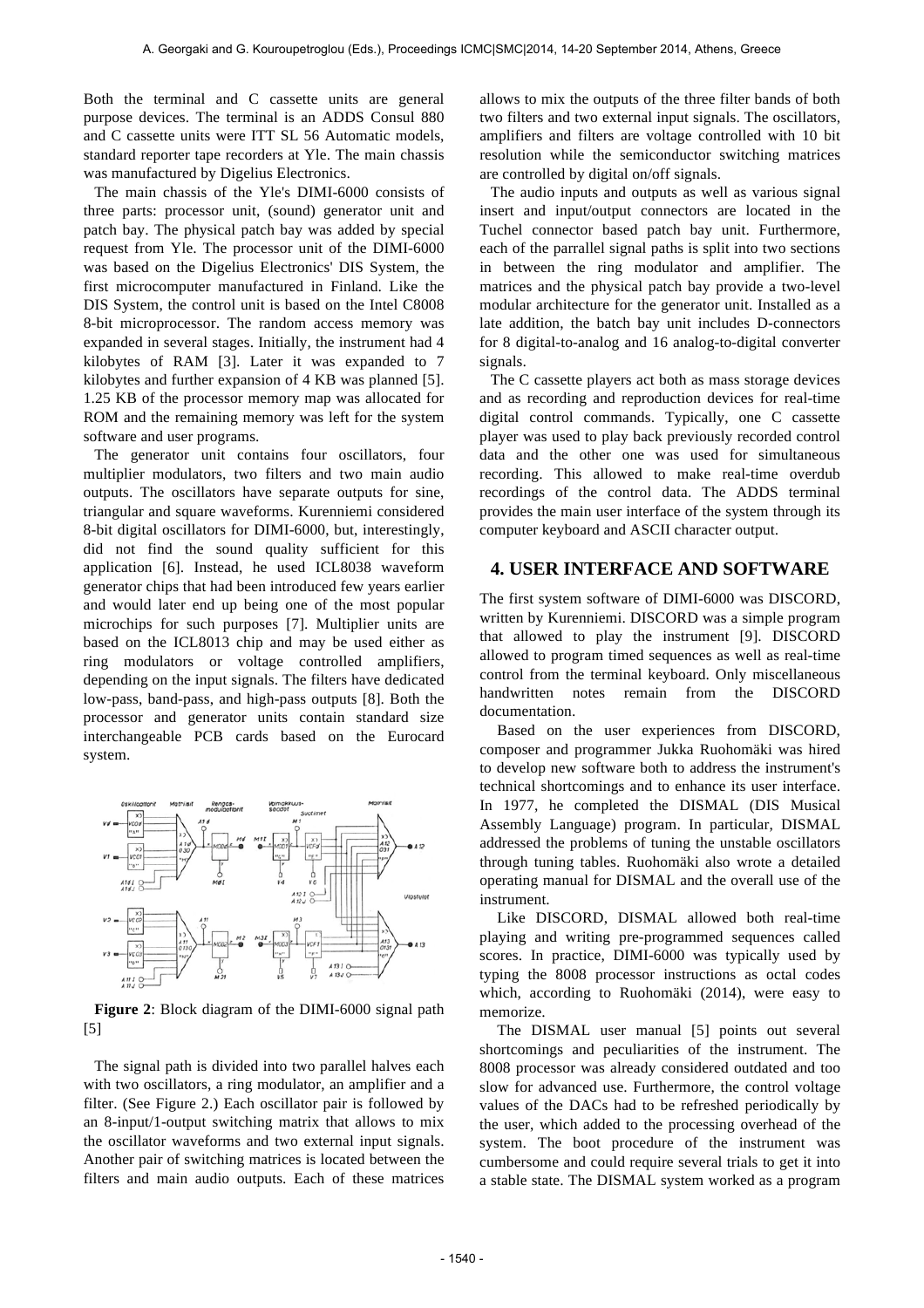Both the terminal and C cassette units are general purpose devices. The terminal is an ADDS Consul 880 and C cassette units were ITT SL 56 Automatic models, standard reporter tape recorders at Yle. The main chassis was manufactured by Digelius Electronics.

The main chassis of the Yle's DIMI-6000 consists of three parts: processor unit, (sound) generator unit and patch bay. The physical patch bay was added by special request from Yle. The processor unit of the DIMI-6000 was based on the Digelius Electronics' DIS System, the first microcomputer manufactured in Finland. Like the DIS System, the control unit is based on the Intel C8008 8-bit microprocessor. The random access memory was expanded in several stages. Initially, the instrument had 4 kilobytes of RAM [3]. Later it was expanded to 7 kilobytes and further expansion of 4 KB was planned [5]. 1.25 KB of the processor memory map was allocated for ROM and the remaining memory was left for the system software and user programs.

The generator unit contains four oscillators, four multiplier modulators, two filters and two main audio outputs. The oscillators have separate outputs for sine, triangular and square waveforms. Kurenniemi considered 8-bit digital oscillators for DIMI-6000, but, interestingly, did not find the sound quality sufficient for this application [6]. Instead, he used ICL8038 waveform generator chips that had been introduced few years earlier and would later end up being one of the most popular microchips for such purposes [7]. Multiplier units are based on the ICL8013 chip and may be used either as ring modulators or voltage controlled amplifiers, depending on the input signals. The filters have dedicated low-pass, band-pass, and high-pass outputs [8]. Both the processor and generator units contain standard size interchangeable PCB cards based on the Eurocard system.

**Figure 2**: Block diagram of the DIMI-6000 signal path [5]

The signal path is divided into two parallel halves each with two oscillators, a ring modulator, an amplifier and a filter. (See Figure 2.) Each oscillator pair is followed by an 8-input/1-output switching matrix that allows to mix the oscillator waveforms and two external input signals. Another pair of switching matrices is located between the filters and main audio outputs. Each of these matrices allows to mix the outputs of the three filter bands of both two filters and two external input signals. The oscillators, amplifiers and filters are voltage controlled with 10 bit resolution while the semiconductor switching matrices are controlled by digital on/off signals.

The audio inputs and outputs as well as various signal insert and input/output connectors are located in the Tuchel connector based patch bay unit. Furthermore, each of the parrallel signal paths is split into two sections in between the ring modulator and amplifier. The matrices and the physical patch bay provide a two-level modular architecture for the generator unit. Installed as a late addition, the batch bay unit includes D-connectors for 8 digital-to-analog and 16 analog-to-digital converter signals.

The C cassette players act both as mass storage devices and as recording and reproduction devices for real-time digital control commands. Typically, one C cassette player was used to play back previously recorded control data and the other one was used for simultaneous recording. This allowed to make real-time overdub recordings of the control data. The ADDS terminal provides the main user interface of the system through its computer keyboard and ASCII character output.

## 4. USER INTERFACE AND SOFTWARE

The first system software of DIMI-6000 was DISCORD, written by Kurenniemi. DISCORD was a simple program that allowed to play the instrument [9]. DISCORD allowed to program timed sequences as well as real-time control from the terminal keyboard. Only miscellaneous handwritten notes remain from the DISCORD documentation.

Based on the user experiences from DISCORD, composer and programmer Jukka Ruohomäki was hired to develop new software both to address the instrument's technical shortcomings and to enhance its user interface. In 1977, he completed the DISMAL (DIS Musical Assembly Language) program. In particular, DISMAL addressed the problems of tuning the unstable oscillators through tuning tables. Ruohomäki also wrote a detailed operating manual for DISMAL and the overall use of the instrument.

Like DISCORD, DISMAL allowed both real-time playing and writing pre-programmed sequences called scores. In practice, DIMI-6000 was typically used by typing the 8008 processor instructions as octal codes which, according to Ruohomäki (2014), were easy to memorize.

The DISMAL user manual [5] points out several shortcomings and peculiarities of the instrument. The 8008 processor was already considered outdated and too slow for advanced use. Furthermore, the control voltage values of the DACs had to be refreshed periodically by the user, which added to the processing overhead of the system. The boot procedure of the instrument was cumbersome and could require several trials to get it into a stable state. The DISMAL system worked as a program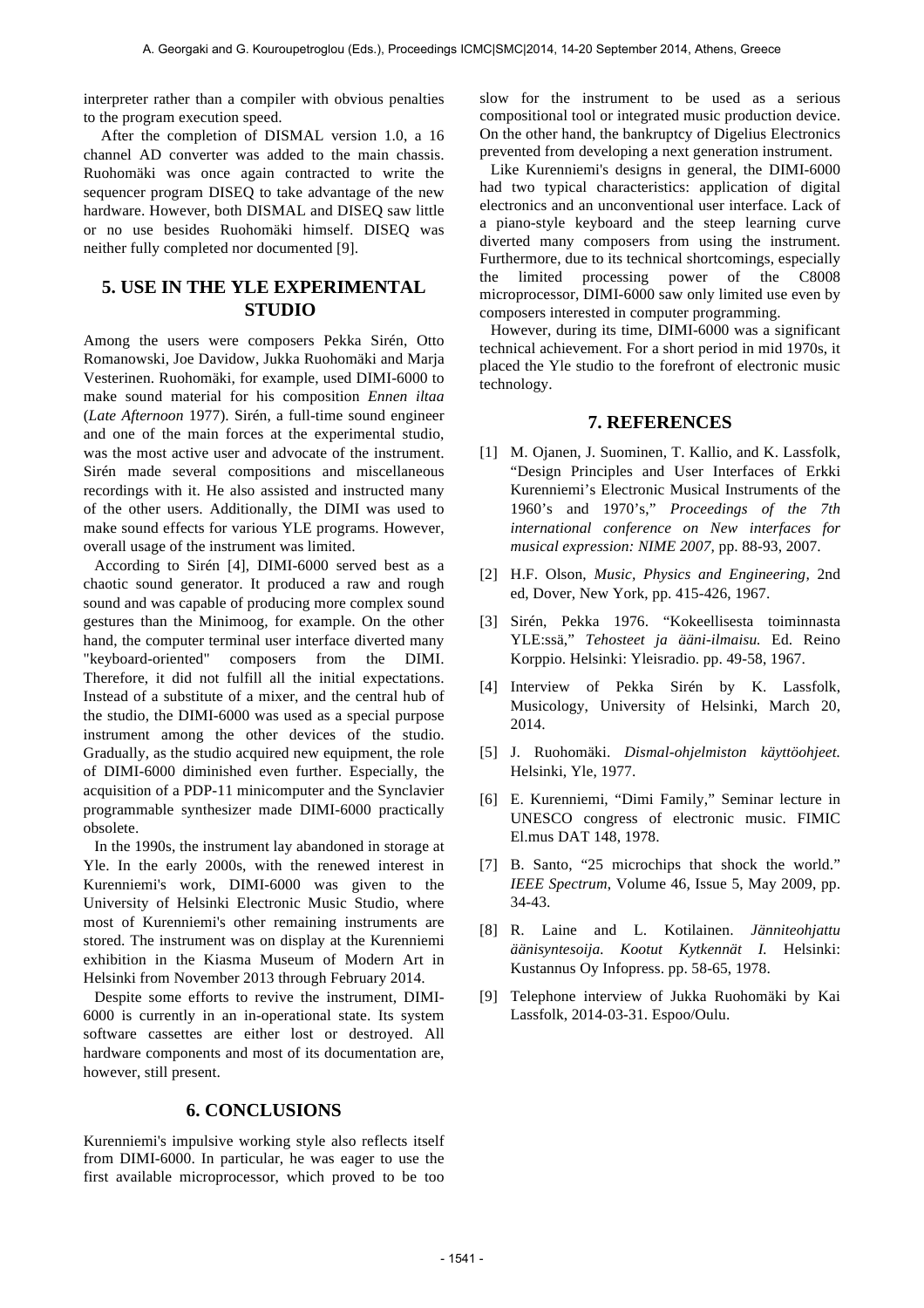interpreter rather than a compiler with obvious penalties to the program execution speed.

After the completion of DISMAL version 1.0, a 16 channel AD converter was added to the main chassis. Ruohomäki was once again contracted to write the sequencer program DISEQ to take advantage of the new hardware. However, both DISMAL and DISEQ saw little or no use besides Ruohomäki himself. DISEQ was neither fully completed nor documented [9].

## 5. USE IN THE YLE EXPERIMENTAL STUDIO

Among the users were composers Pekka Sirén, Otto Romanowski, Joe Davidow, Jukka Ruohomäki and Marja Vesterinen. Ruohomäki, for example, used DIMI-6000 to make sound material for his composition *Ennen iltaa* (*Late Afternoon* 1977). Sirén, a full-time sound engineer and one of the main forces at the experimental studio, was the most active user and advocate of the instrument. Sirén made several compositions and miscellaneous recordings with it. He also assisted and instructed many of the other users. Additionally, the DIMI was used to make sound effects for various YLE programs. However, overall usage of the instrument was limited.

According to Sirén [4], DIMI-6000 served best as a chaotic sound generator. It produced a raw and rough sound and was capable of producing more complex sound gestures than the Minimoog, for example. On the other hand, the computer terminal user interface diverted many "keyboard-oriented" composers from the DIMI. Therefore, it did not fulfill all the initial expectations. Instead of a substitute of a mixer, and the central hub of the studio, the DIMI-6000 was used as a special purpose instrument among the other devices of the studio. Gradually, as the studio acquired new equipment, the role of DIMI-6000 diminished even further. Especially, the acquisition of a PDP-11 minicomputer and the Synclavier programmable synthesizer made DIMI-6000 practically obsolete.

In the 1990s, the instrument lay abandoned in storage at Yle. In the early 2000s, with the renewed interest in Kurenniemi's work, DIMI-6000 was given to the University of Helsinki Electronic Music Studio, where most of Kurenniemi's other remaining instruments are stored. The instrument was on display at the Kurenniemi exhibition in the Kiasma Museum of Modern Art in Helsinki from November 2013 through February 2014.

Despite some efforts to revive the instrument, DIMI-6000 is currently in an in-operational state. Its system software cassettes are either lost or destroyed. All hardware components and most of its documentation are, however, still present.

## 6. CONCLUSIONS

Kurenniemi's impulsive working style also reflects itself from DIMI-6000. In particular, he was eager to use the first available microprocessor, which proved to be too slow for the instrument to be used as a serious compositional tool or integrated music production device. On the other hand, the bankruptcy of Digelius Electronics prevented from developing a next generation instrument.

Like Kurenniemi's designs in general, the DIMI-6000 had two typical characteristics: application of digital electronics and an unconventional user interface. Lack of a piano-style keyboard and the steep learning curve diverted many composers from using the instrument. Furthermore, due to its technical shortcomings, especially the limited processing power of the C8008 microprocessor, DIMI-6000 saw only limited use even by composers interested in computer programming.

However, during its time, DIMI-6000 was a significant technical achievement. For a short period in mid 1970s, it placed the Yle studio to the forefront of electronic music technology.

## 7. REFERENCES

[1] M. Ojanen, J. Suominen, T. Kallio, and K. Lassfolk, "Design Principles and User Interfaces of Erkki Kurenniemi's Electronic Musical Instruments of the 1960's and 1970's," *Proceedings of the 7th international conference on New interfaces for musical expression: NIME 2007*, pp. 88-93, 2007.

[2] H.F. Olson, *Music, Physics and Engineering,* 2nd ed, Dover, New York, pp. 415-426, 1967.

[3] Sirén, Pekka 1976. "Kokeellisesta toiminnasta YLE:ssä," *Tehosteet ja ääni-ilmaisu.* Ed. Reino Korppio. Helsinki: Yleisradio. pp. 49-58, 1967.

[4] Interview of Pekka Sirén by K. Lassfolk, Musicology, University of Helsinki, March 20, 2014.

[5] J. Ruohomäki. *Dismal-ohjelmiston käyttöohjeet.* Helsinki, Yle, 1977.

[6] E. Kurenniemi, "Dimi Family," Seminar lecture in UNESCO congress of electronic music. FIMIC El.mus DAT 148, 1978.

[7] B. Santo, "25 microchips that shock the world." *IEEE Spectrum*, Volume 46, Issue 5, May 2009, pp. 34-43.

[8] R. Laine and L. Kotilainen. *Jänniteohjattu äänisyntesoija. Kootut Kytkennät I.* Helsinki: Kustannus Oy Infopress. pp. 58-65, 1978.

[9] Telephone interview of Jukka Ruohomäki by Kai Lassfolk, 2014-03-31. Espoo/Oulu.